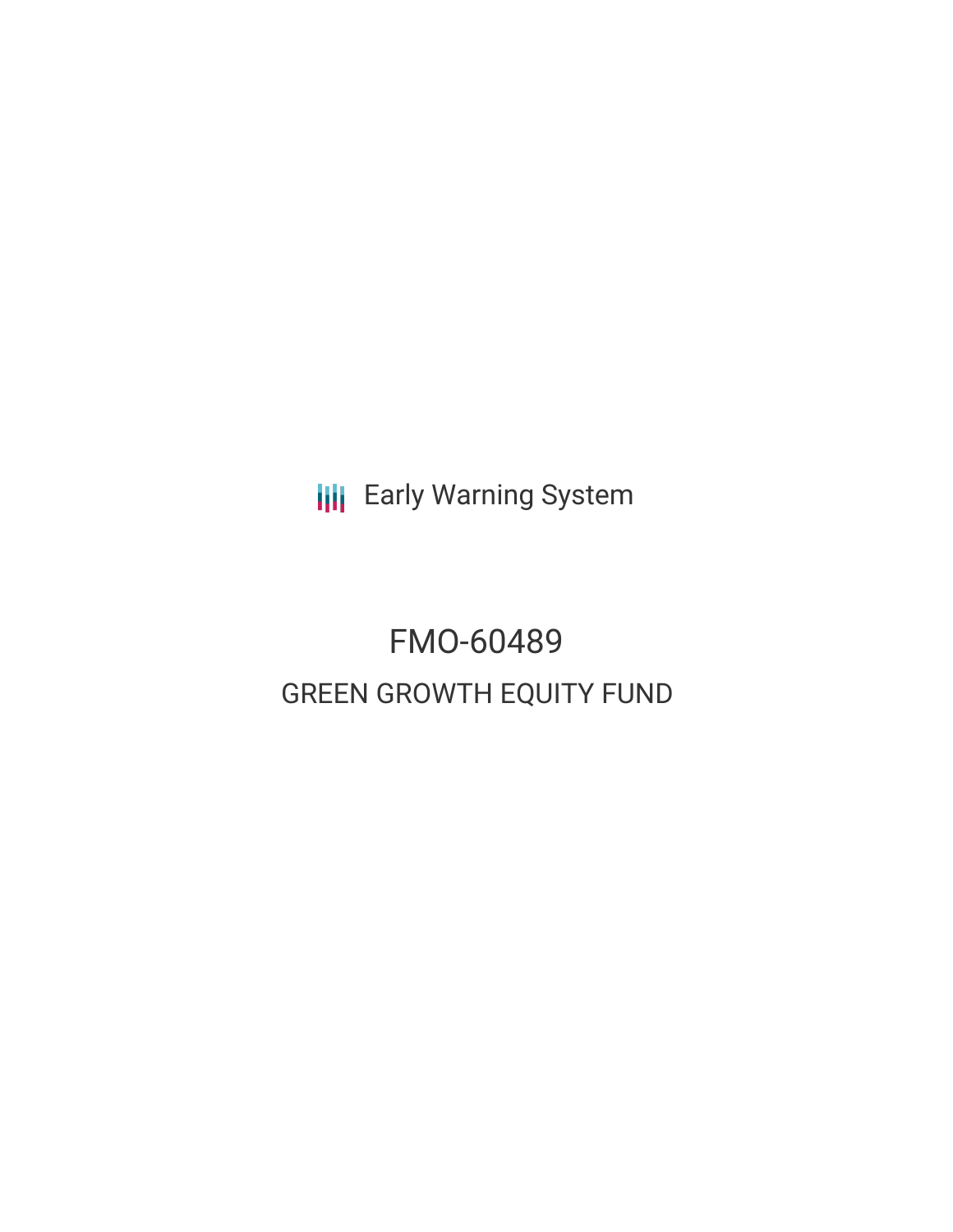Early Warning System

# FMO-60489

## GREEN GROWTH EQUITY FUND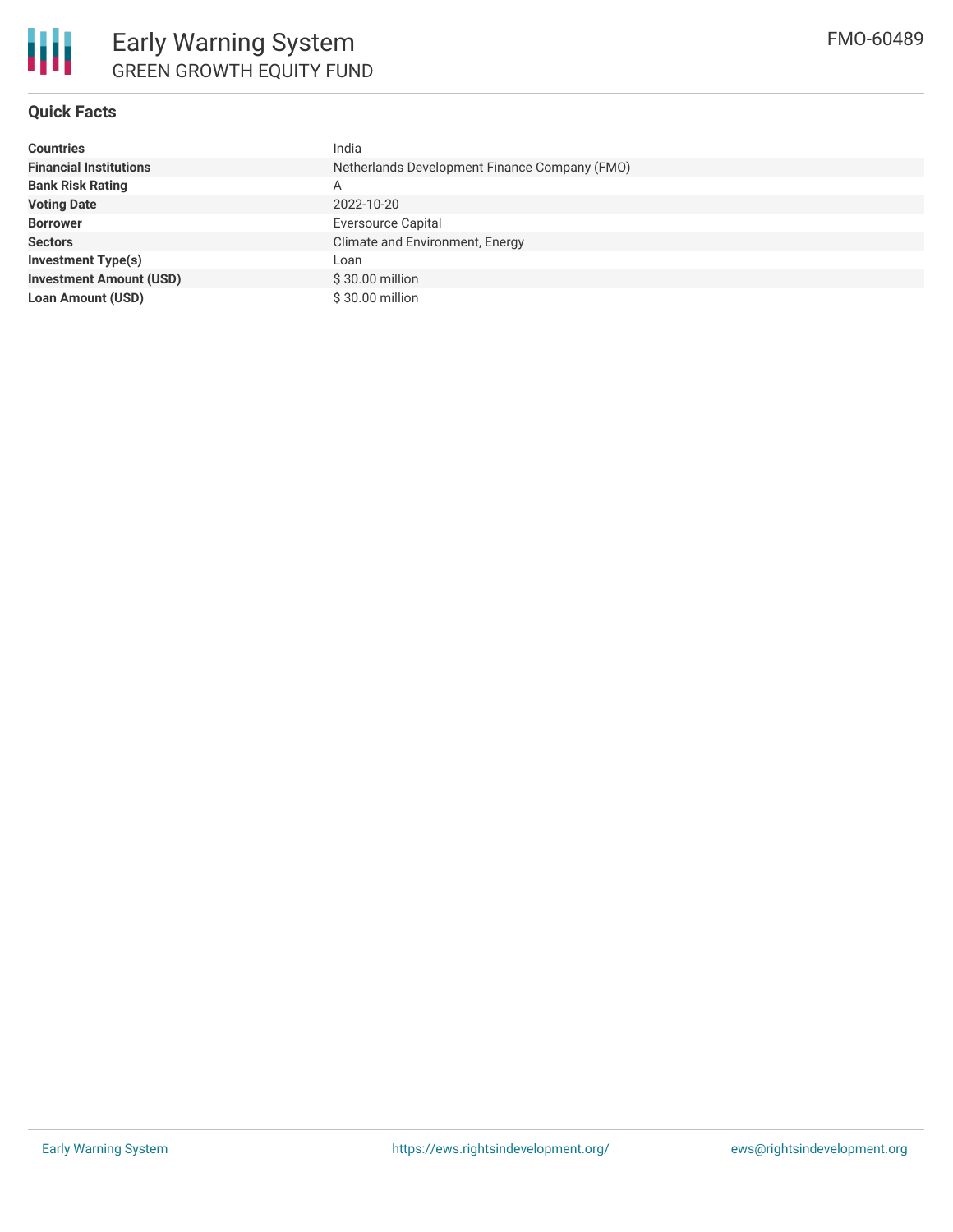# Early Warning System

GREEN GROWTH EQUITY FUND

FMO-60489

## Quick Facts

| | |
|---|---|
| **Countries** | India |
| **Financial Institutions** | Netherlands Development Finance Company (FMO) |
| **Bank Risk Rating** | A |
| **Voting Date** | 2022-10-20 |
| **Borrower** | Eversource Capital |
| **Sectors** | Climate and Environment, Energy |
| **Investment Type(s)** | Loan |
| **Investment Amount (USD)** | $ 30.00 million |
| **Loan Amount (USD)** | $ 30.00 million |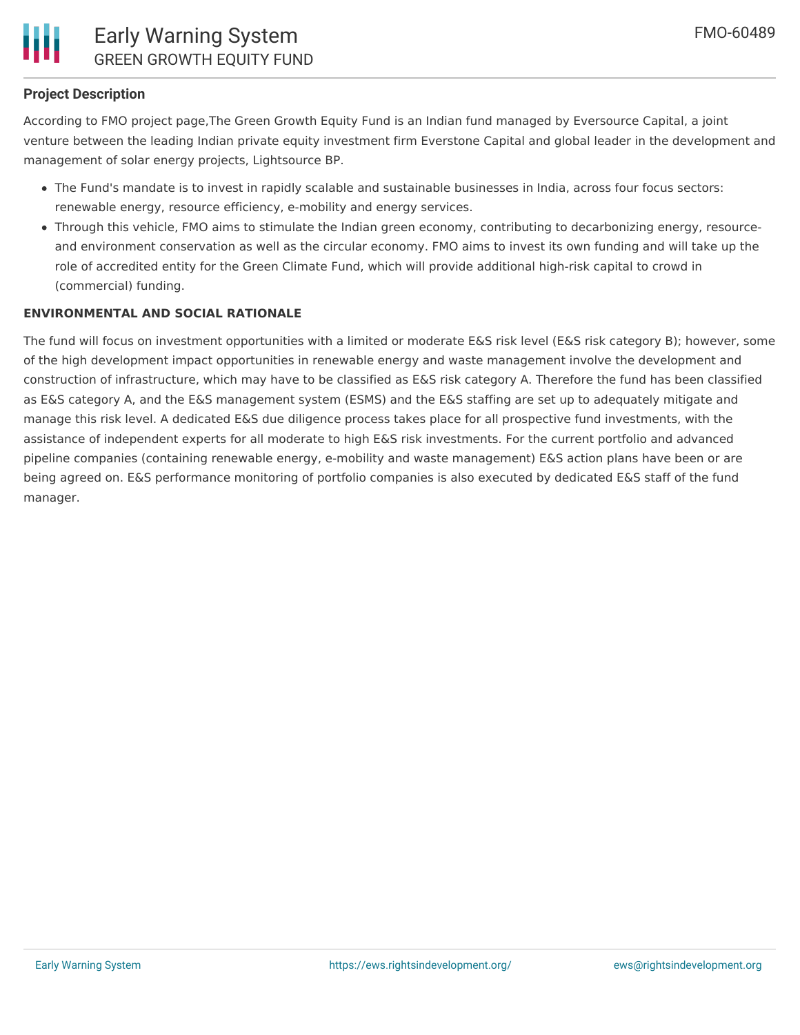### Project Description

According to FMO project page,The Green Growth Equity Fund is an Indian fund managed by Eversource Capital, a joint venture between the leading Indian private equity investment firm Everstone Capital and global leader in the development and management of solar energy projects, Lightsource BP.

- The Fund's mandate is to invest in rapidly scalable and sustainable businesses in India, across four focus sectors: renewable energy, resource efficiency, e-mobility and energy services.
- Through this vehicle, FMO aims to stimulate the Indian green economy, contributing to decarbonizing energy, resource- and environment conservation as well as the circular economy. FMO aims to invest its own funding and will take up the role of accredited entity for the Green Climate Fund, which will provide additional high-risk capital to crowd in (commercial) funding.

#### ENVIRONMENTAL AND SOCIAL RATIONALE

The fund will focus on investment opportunities with a limited or moderate E&S risk level (E&S risk category B); however, some of the high development impact opportunities in renewable energy and waste management involve the development and construction of infrastructure, which may have to be classified as E&S risk category A. Therefore the fund has been classified as E&S category A, and the E&S management system (ESMS) and the E&S staffing are set up to adequately mitigate and manage this risk level. A dedicated E&S due diligence process takes place for all prospective fund investments, with the assistance of independent experts for all moderate to high E&S risk investments. For the current portfolio and advanced pipeline companies (containing renewable energy, e-mobility and waste management) E&S action plans have been or are being agreed on. E&S performance monitoring of portfolio companies is also executed by dedicated E&S staff of the fund manager.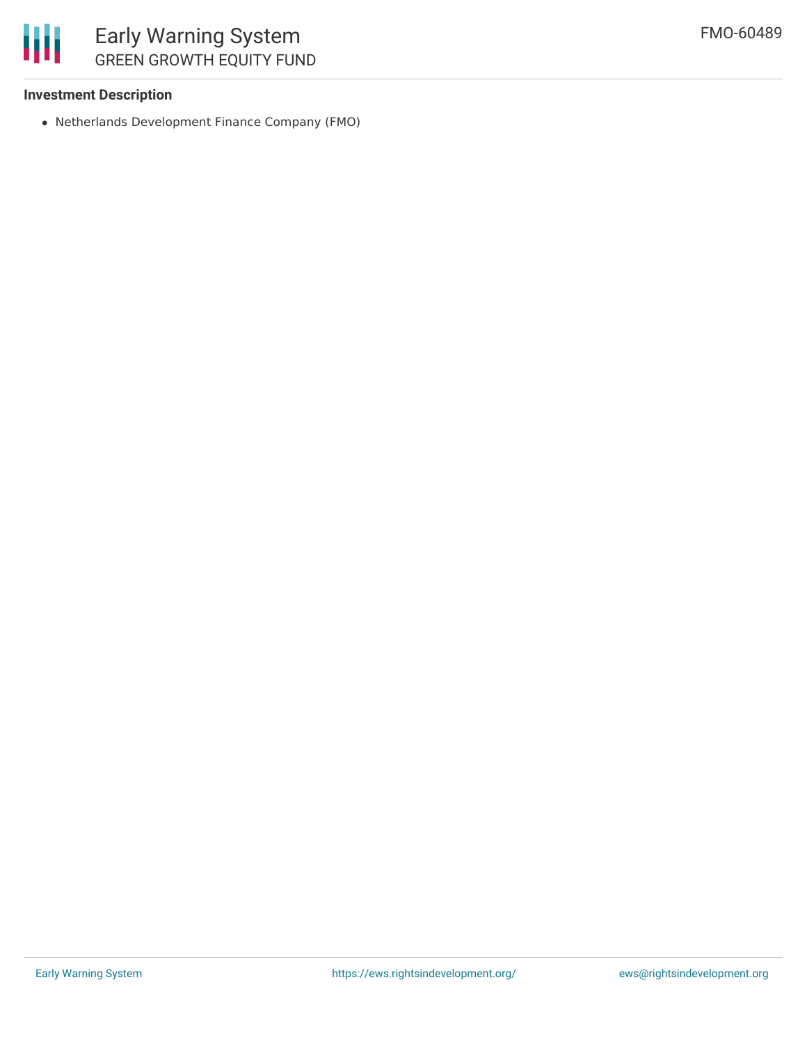### Investment Description

- Netherlands Development Finance Company (FMO)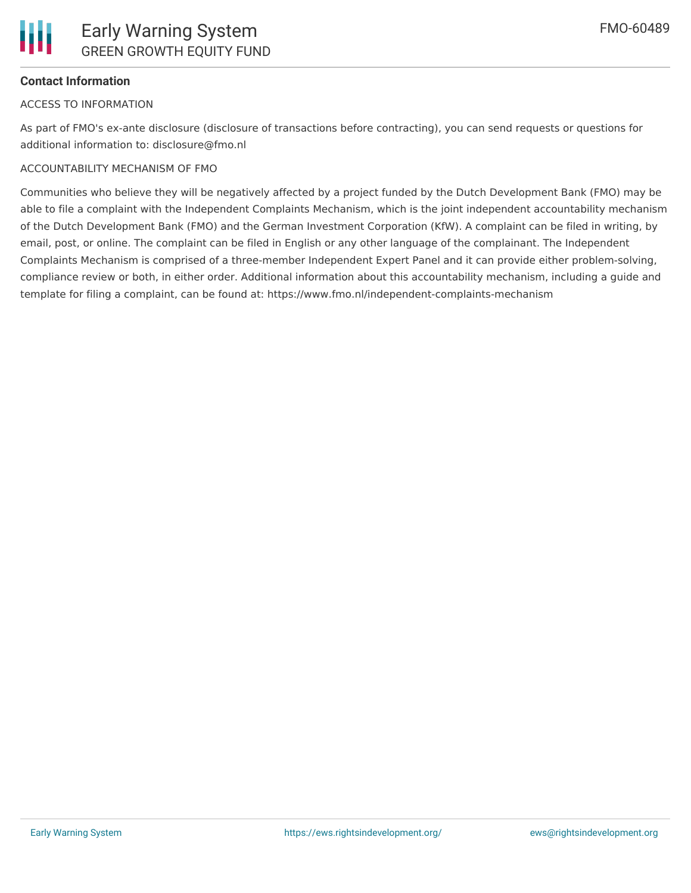**Contact Information**

ACCESS TO INFORMATION

As part of FMO's ex-ante disclosure (disclosure of transactions before contracting), you can send requests or questions for additional information to: disclosure@fmo.nl

ACCOUNTABILITY MECHANISM OF FMO

Communities who believe they will be negatively affected by a project funded by the Dutch Development Bank (FMO) may be able to file a complaint with the Independent Complaints Mechanism, which is the joint independent accountability mechanism of the Dutch Development Bank (FMO) and the German Investment Corporation (KfW). A complaint can be filed in writing, by email, post, or online. The complaint can be filed in English or any other language of the complainant. The Independent Complaints Mechanism is comprised of a three-member Independent Expert Panel and it can provide either problem-solving, compliance review or both, in either order. Additional information about this accountability mechanism, including a guide and template for filing a complaint, can be found at: https://www.fmo.nl/independent-complaints-mechanism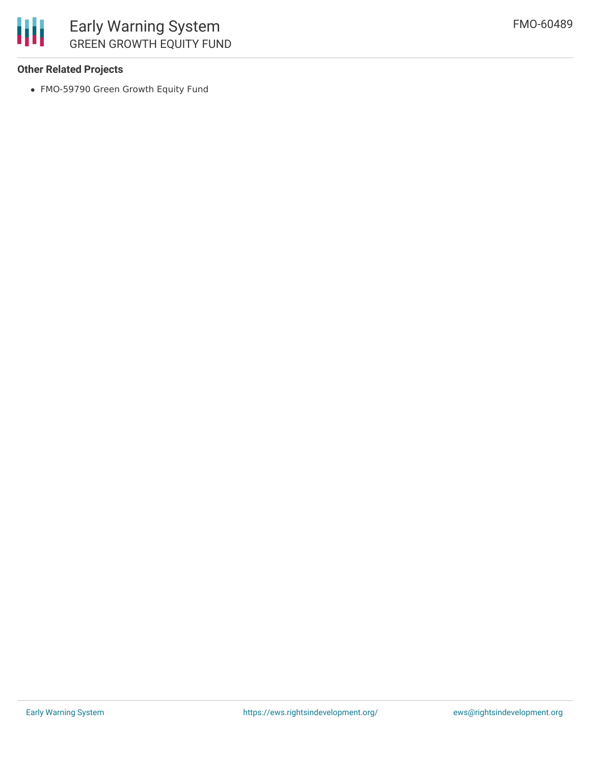**Other Related Projects**

- FMO-59790 Green Growth Equity Fund